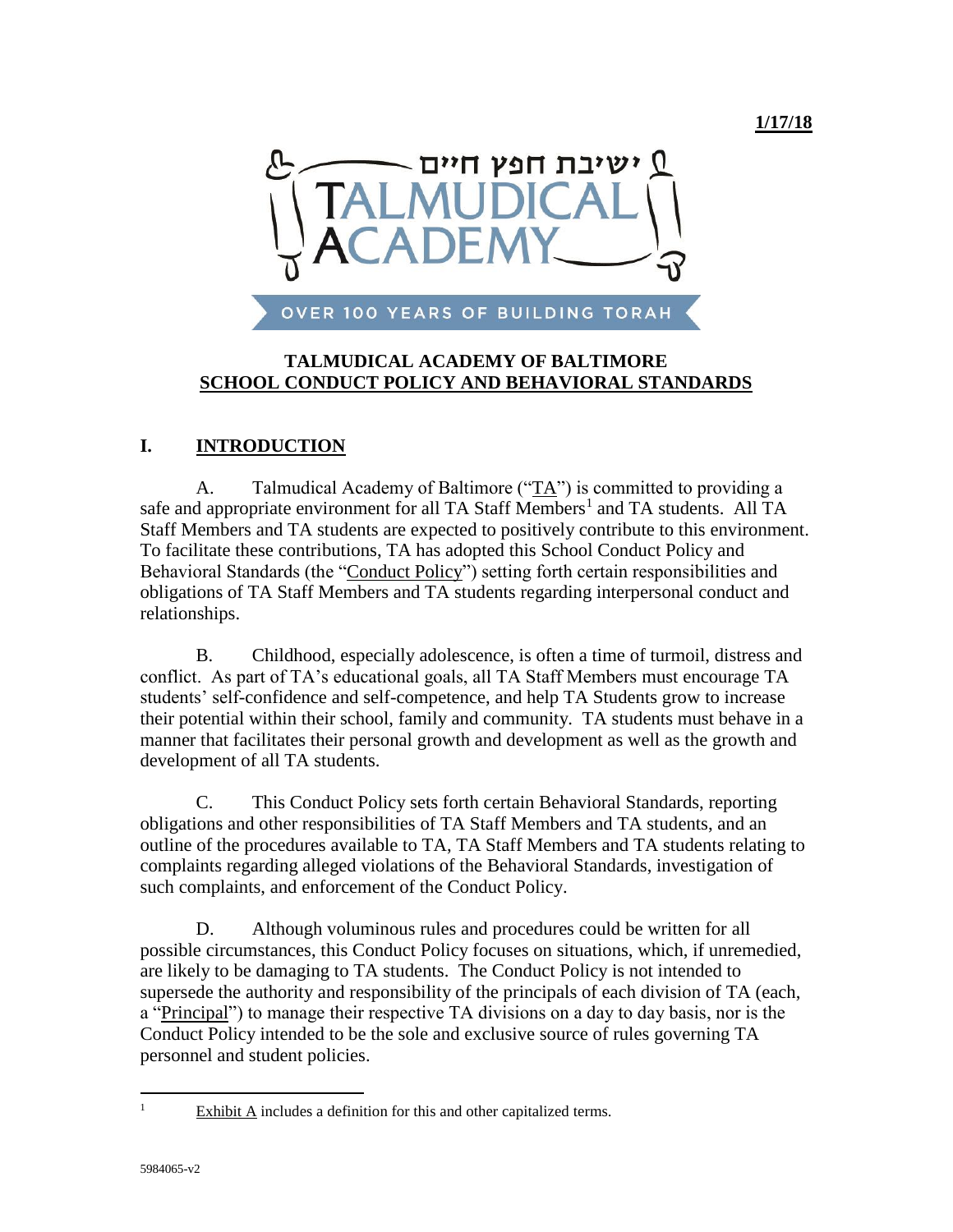**1/17/18**

ישיבת חפץ חיים

TALMUDICAL ACADEMY

OVER 100 YEARS OF BUILDING TORAH

# TALMUDICAL ACADEMY OF BALTIMORE
## SCHOOL CONDUCT POLICY AND BEHAVIORAL STANDARDS

## I. INTRODUCTION

A. Talmudical Academy of Baltimore ("TA") is committed to providing a safe and appropriate environment for all TA Staff Members[1] and TA students. All TA Staff Members and TA students are expected to positively contribute to this environment. To facilitate these contributions, TA has adopted this School Conduct Policy and Behavioral Standards (the "Conduct Policy") setting forth certain responsibilities and obligations of TA Staff Members and TA students regarding interpersonal conduct and relationships.

B. Childhood, especially adolescence, is often a time of turmoil, distress and conflict. As part of TA's educational goals, all TA Staff Members must encourage TA students' self-confidence and self-competence, and help TA Students grow to increase their potential within their school, family and community. TA students must behave in a manner that facilitates their personal growth and development as well as the growth and development of all TA students.

C. This Conduct Policy sets forth certain Behavioral Standards, reporting obligations and other responsibilities of TA Staff Members and TA students, and an outline of the procedures available to TA, TA Staff Members and TA students relating to complaints regarding alleged violations of the Behavioral Standards, investigation of such complaints, and enforcement of the Conduct Policy.

D. Although voluminous rules and procedures could be written for all possible circumstances, this Conduct Policy focuses on situations, which, if unremedied, are likely to be damaging to TA students. The Conduct Policy is not intended to supersede the authority and responsibility of the principals of each division of TA (each, a "Principal") to manage their respective TA divisions on a day to day basis, nor is the Conduct Policy intended to be the sole and exclusive source of rules governing TA personnel and student policies.

[1] Exhibit A includes a definition for this and other capitalized terms.

5984065-v2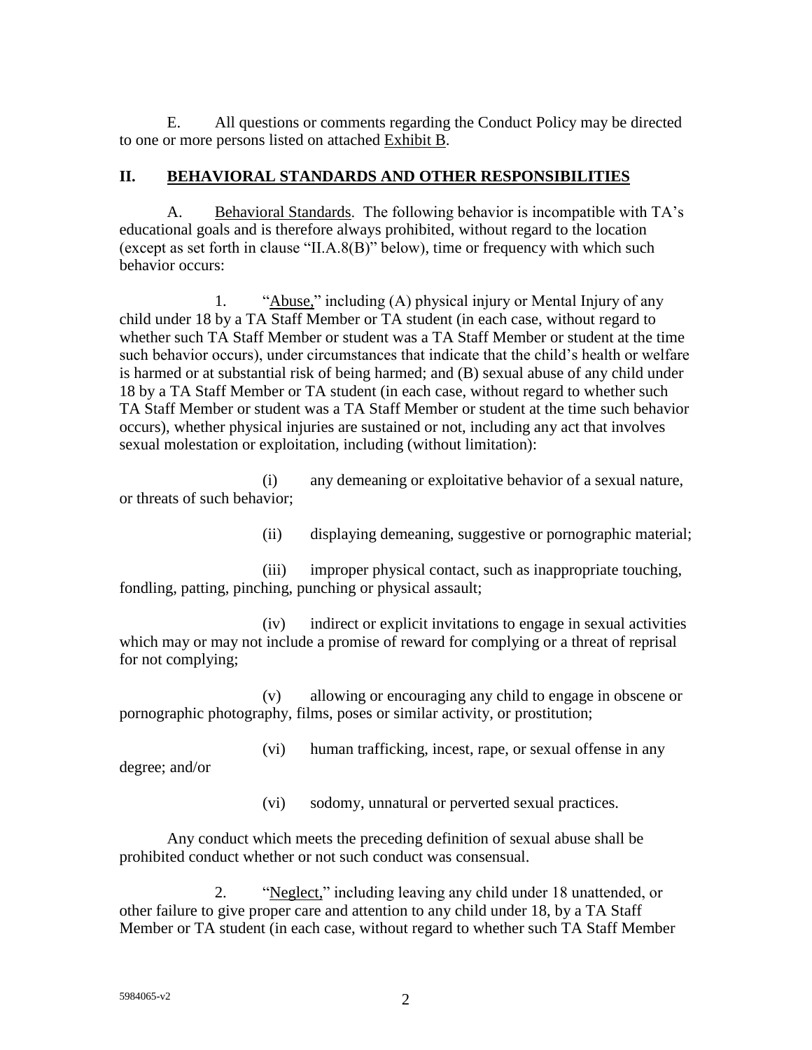E. All questions or comments regarding the Conduct Policy may be directed to one or more persons listed on attached <u>Exhibit B</u>.

## II. BEHAVIORAL STANDARDS AND OTHER RESPONSIBILITIES

A. <u>Behavioral Standards</u>. The following behavior is incompatible with TA's educational goals and is therefore always prohibited, without regard to the location (except as set forth in clause "II.A.8(B)" below), time or frequency with which such behavior occurs:

1. "<u>Abuse,</u>" including (A) physical injury or Mental Injury of any child under 18 by a TA Staff Member or TA student (in each case, without regard to whether such TA Staff Member or student was a TA Staff Member or student at the time such behavior occurs), under circumstances that indicate that the child's health or welfare is harmed or at substantial risk of being harmed; and (B) sexual abuse of any child under 18 by a TA Staff Member or TA student (in each case, without regard to whether such TA Staff Member or student was a TA Staff Member or student at the time such behavior occurs), whether physical injuries are sustained or not, including any act that involves sexual molestation or exploitation, including (without limitation):

(i) any demeaning or exploitative behavior of a sexual nature, or threats of such behavior;

(ii) displaying demeaning, suggestive or pornographic material;

(iii) improper physical contact, such as inappropriate touching, fondling, patting, pinching, punching or physical assault;

(iv) indirect or explicit invitations to engage in sexual activities which may or may not include a promise of reward for complying or a threat of reprisal for not complying;

(v) allowing or encouraging any child to engage in obscene or pornographic photography, films, poses or similar activity, or prostitution;

(vi) human trafficking, incest, rape, or sexual offense in any degree; and/or

(vi) sodomy, unnatural or perverted sexual practices.

Any conduct which meets the preceding definition of sexual abuse shall be prohibited conduct whether or not such conduct was consensual.

2. "<u>Neglect,</u>" including leaving any child under 18 unattended, or other failure to give proper care and attention to any child under 18, by a TA Staff Member or TA student (in each case, without regard to whether such TA Staff Member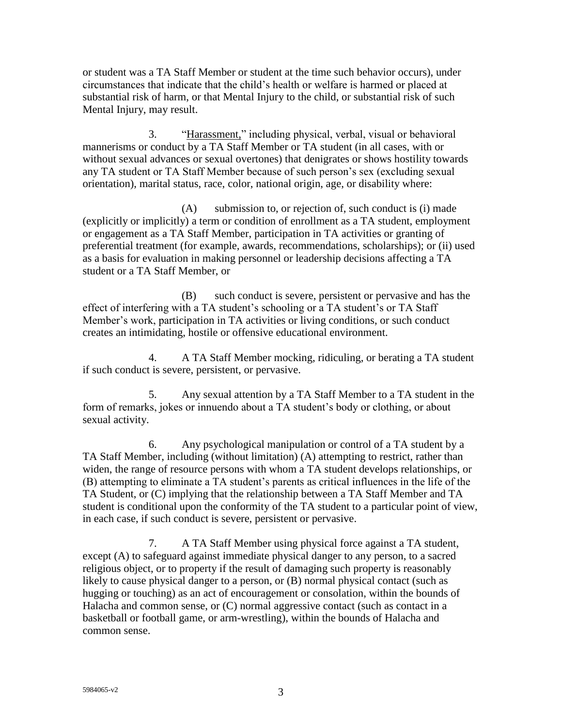or student was a TA Staff Member or student at the time such behavior occurs), under circumstances that indicate that the child's health or welfare is harmed or placed at substantial risk of harm, or that Mental Injury to the child, or substantial risk of such Mental Injury, may result.

3. "Harassment," including physical, verbal, visual or behavioral mannerisms or conduct by a TA Staff Member or TA student (in all cases, with or without sexual advances or sexual overtones) that denigrates or shows hostility towards any TA student or TA Staff Member because of such person's sex (excluding sexual orientation), marital status, race, color, national origin, age, or disability where:

(A) submission to, or rejection of, such conduct is (i) made (explicitly or implicitly) a term or condition of enrollment as a TA student, employment or engagement as a TA Staff Member, participation in TA activities or granting of preferential treatment (for example, awards, recommendations, scholarships); or (ii) used as a basis for evaluation in making personnel or leadership decisions affecting a TA student or a TA Staff Member, or

(B) such conduct is severe, persistent or pervasive and has the effect of interfering with a TA student's schooling or a TA student's or TA Staff Member's work, participation in TA activities or living conditions, or such conduct creates an intimidating, hostile or offensive educational environment.

4. A TA Staff Member mocking, ridiculing, or berating a TA student if such conduct is severe, persistent, or pervasive.

5. Any sexual attention by a TA Staff Member to a TA student in the form of remarks, jokes or innuendo about a TA student's body or clothing, or about sexual activity.

6. Any psychological manipulation or control of a TA student by a TA Staff Member, including (without limitation) (A) attempting to restrict, rather than widen, the range of resource persons with whom a TA student develops relationships, or (B) attempting to eliminate a TA student's parents as critical influences in the life of the TA Student, or (C) implying that the relationship between a TA Staff Member and TA student is conditional upon the conformity of the TA student to a particular point of view, in each case, if such conduct is severe, persistent or pervasive.

7. A TA Staff Member using physical force against a TA student, except (A) to safeguard against immediate physical danger to any person, to a sacred religious object, or to property if the result of damaging such property is reasonably likely to cause physical danger to a person, or (B) normal physical contact (such as hugging or touching) as an act of encouragement or consolation, within the bounds of Halacha and common sense, or (C) normal aggressive contact (such as contact in a basketball or football game, or arm-wrestling), within the bounds of Halacha and common sense.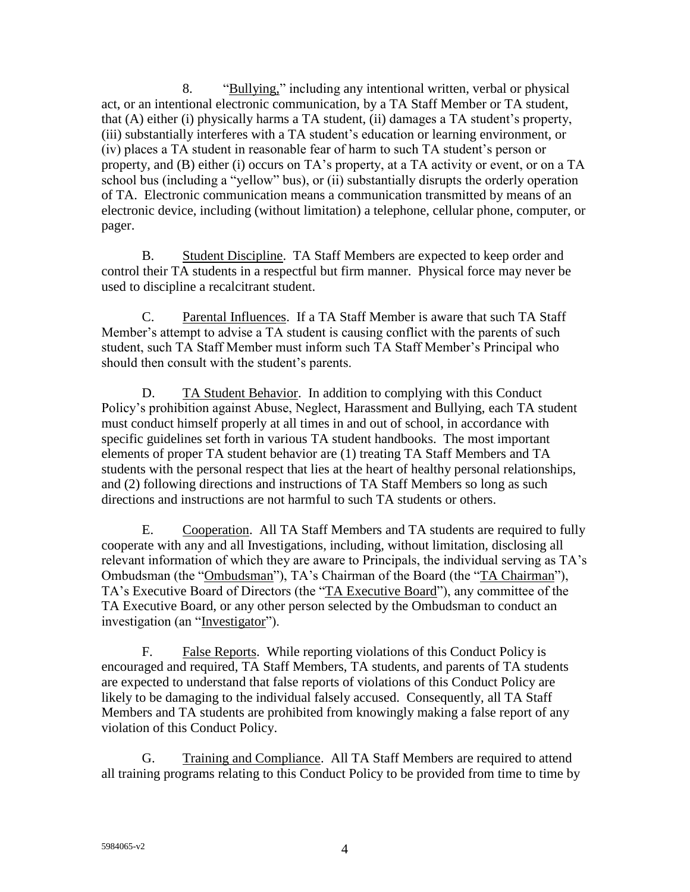8. "Bullying," including any intentional written, verbal or physical act, or an intentional electronic communication, by a TA Staff Member or TA student, that (A) either (i) physically harms a TA student, (ii) damages a TA student's property, (iii) substantially interferes with a TA student's education or learning environment, or (iv) places a TA student in reasonable fear of harm to such TA student's person or property, and (B) either (i) occurs on TA's property, at a TA activity or event, or on a TA school bus (including a "yellow" bus), or (ii) substantially disrupts the orderly operation of TA. Electronic communication means a communication transmitted by means of an electronic device, including (without limitation) a telephone, cellular phone, computer, or pager.

B. Student Discipline. TA Staff Members are expected to keep order and control their TA students in a respectful but firm manner. Physical force may never be used to discipline a recalcitrant student.

C. Parental Influences. If a TA Staff Member is aware that such TA Staff Member's attempt to advise a TA student is causing conflict with the parents of such student, such TA Staff Member must inform such TA Staff Member's Principal who should then consult with the student's parents.

D. TA Student Behavior. In addition to complying with this Conduct Policy's prohibition against Abuse, Neglect, Harassment and Bullying, each TA student must conduct himself properly at all times in and out of school, in accordance with specific guidelines set forth in various TA student handbooks. The most important elements of proper TA student behavior are (1) treating TA Staff Members and TA students with the personal respect that lies at the heart of healthy personal relationships, and (2) following directions and instructions of TA Staff Members so long as such directions and instructions are not harmful to such TA students or others.

E. Cooperation. All TA Staff Members and TA students are required to fully cooperate with any and all Investigations, including, without limitation, disclosing all relevant information of which they are aware to Principals, the individual serving as TA's Ombudsman (the "Ombudsman"), TA's Chairman of the Board (the "TA Chairman"), TA's Executive Board of Directors (the "TA Executive Board"), any committee of the TA Executive Board, or any other person selected by the Ombudsman to conduct an investigation (an "Investigator").

F. False Reports. While reporting violations of this Conduct Policy is encouraged and required, TA Staff Members, TA students, and parents of TA students are expected to understand that false reports of violations of this Conduct Policy are likely to be damaging to the individual falsely accused. Consequently, all TA Staff Members and TA students are prohibited from knowingly making a false report of any violation of this Conduct Policy.

G. Training and Compliance. All TA Staff Members are required to attend all training programs relating to this Conduct Policy to be provided from time to time by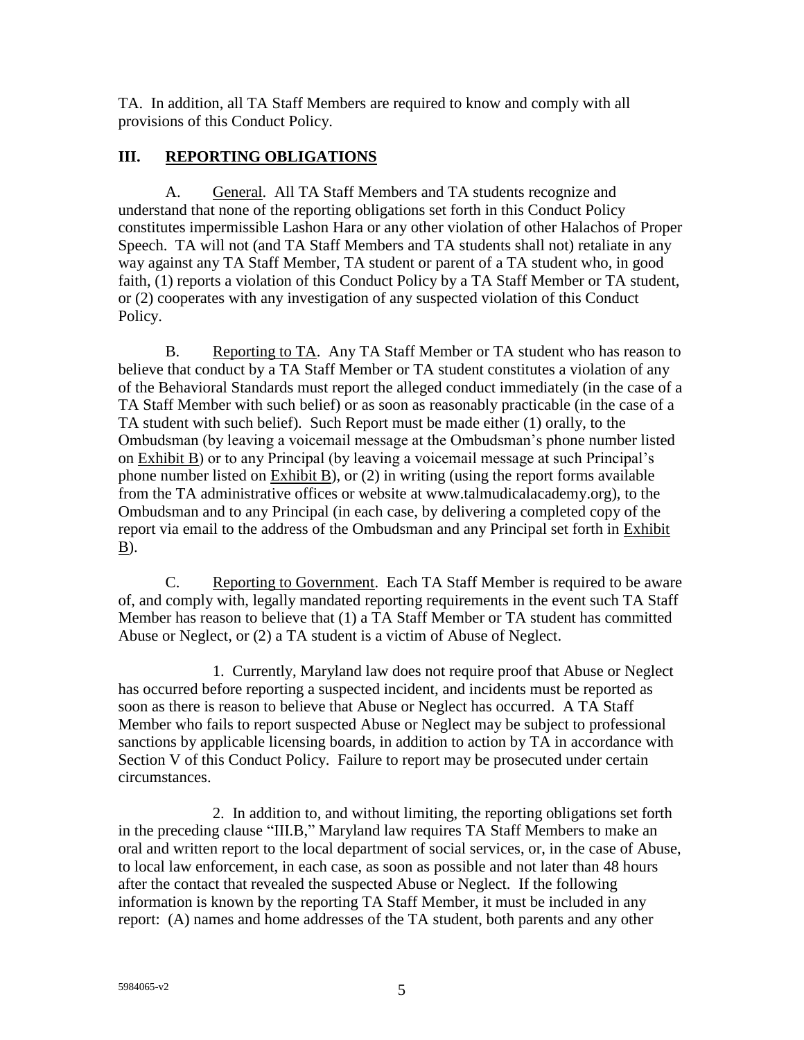TA. In addition, all TA Staff Members are required to know and comply with all provisions of this Conduct Policy.

## III. REPORTING OBLIGATIONS

A. General. All TA Staff Members and TA students recognize and understand that none of the reporting obligations set forth in this Conduct Policy constitutes impermissible Lashon Hara or any other violation of other Halachos of Proper Speech. TA will not (and TA Staff Members and TA students shall not) retaliate in any way against any TA Staff Member, TA student or parent of a TA student who, in good faith, (1) reports a violation of this Conduct Policy by a TA Staff Member or TA student, or (2) cooperates with any investigation of any suspected violation of this Conduct Policy.

B. Reporting to TA. Any TA Staff Member or TA student who has reason to believe that conduct by a TA Staff Member or TA student constitutes a violation of any of the Behavioral Standards must report the alleged conduct immediately (in the case of a TA Staff Member with such belief) or as soon as reasonably practicable (in the case of a TA student with such belief). Such Report must be made either (1) orally, to the Ombudsman (by leaving a voicemail message at the Ombudsman's phone number listed on Exhibit B) or to any Principal (by leaving a voicemail message at such Principal's phone number listed on Exhibit B), or (2) in writing (using the report forms available from the TA administrative offices or website at www.talmudicalacademy.org), to the Ombudsman and to any Principal (in each case, by delivering a completed copy of the report via email to the address of the Ombudsman and any Principal set forth in Exhibit B).

C. Reporting to Government. Each TA Staff Member is required to be aware of, and comply with, legally mandated reporting requirements in the event such TA Staff Member has reason to believe that (1) a TA Staff Member or TA student has committed Abuse or Neglect, or (2) a TA student is a victim of Abuse of Neglect.

1. Currently, Maryland law does not require proof that Abuse or Neglect has occurred before reporting a suspected incident, and incidents must be reported as soon as there is reason to believe that Abuse or Neglect has occurred. A TA Staff Member who fails to report suspected Abuse or Neglect may be subject to professional sanctions by applicable licensing boards, in addition to action by TA in accordance with Section V of this Conduct Policy. Failure to report may be prosecuted under certain circumstances.

2. In addition to, and without limiting, the reporting obligations set forth in the preceding clause "III.B," Maryland law requires TA Staff Members to make an oral and written report to the local department of social services, or, in the case of Abuse, to local law enforcement, in each case, as soon as possible and not later than 48 hours after the contact that revealed the suspected Abuse or Neglect. If the following information is known by the reporting TA Staff Member, it must be included in any report: (A) names and home addresses of the TA student, both parents and any other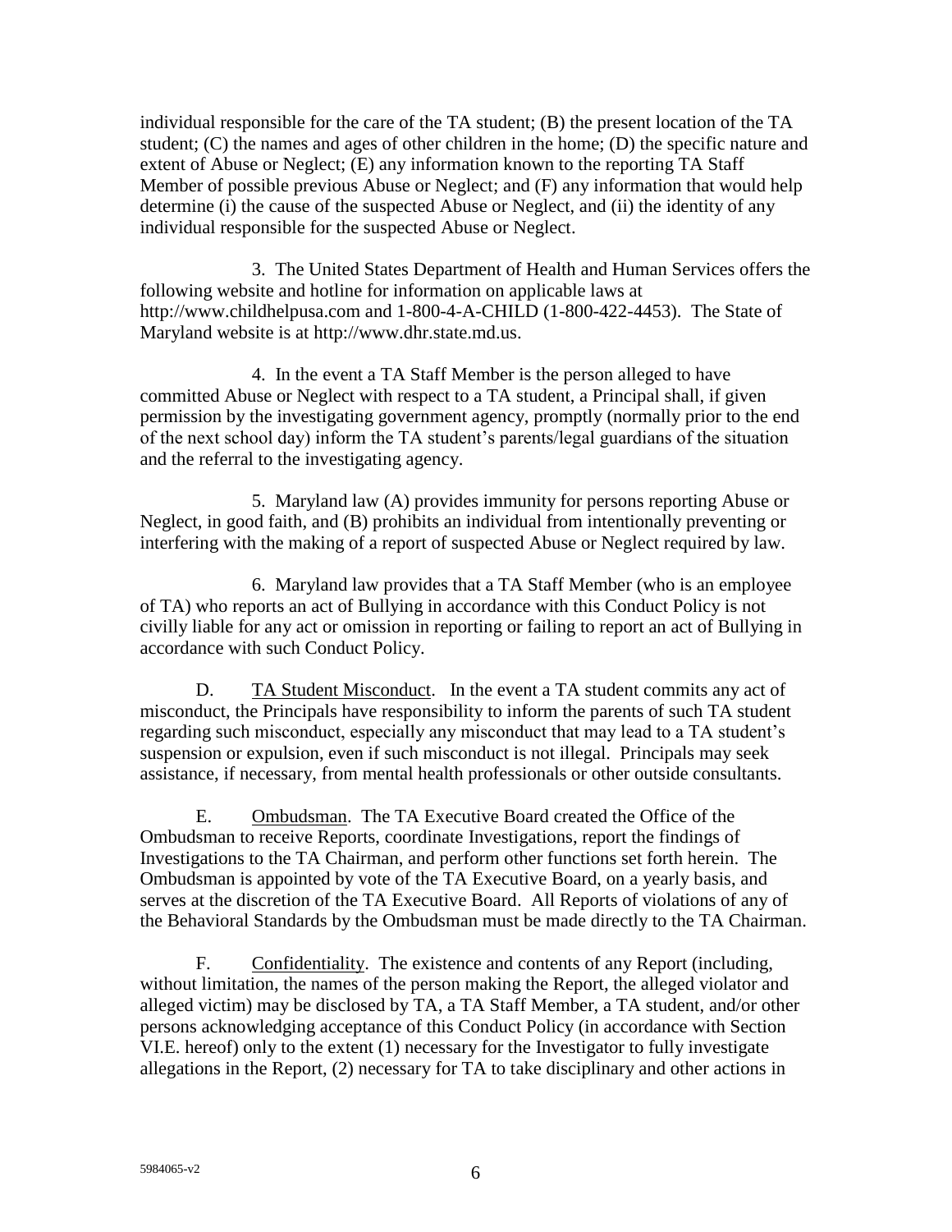individual responsible for the care of the TA student; (B) the present location of the TA student; (C) the names and ages of other children in the home; (D) the specific nature and extent of Abuse or Neglect; (E) any information known to the reporting TA Staff Member of possible previous Abuse or Neglect; and (F) any information that would help determine (i) the cause of the suspected Abuse or Neglect, and (ii) the identity of any individual responsible for the suspected Abuse or Neglect.

3. The United States Department of Health and Human Services offers the following website and hotline for information on applicable laws at http://www.childhelpusa.com and 1-800-4-A-CHILD (1-800-422-4453). The State of Maryland website is at http://www.dhr.state.md.us.

4. In the event a TA Staff Member is the person alleged to have committed Abuse or Neglect with respect to a TA student, a Principal shall, if given permission by the investigating government agency, promptly (normally prior to the end of the next school day) inform the TA student's parents/legal guardians of the situation and the referral to the investigating agency.

5. Maryland law (A) provides immunity for persons reporting Abuse or Neglect, in good faith, and (B) prohibits an individual from intentionally preventing or interfering with the making of a report of suspected Abuse or Neglect required by law.

6. Maryland law provides that a TA Staff Member (who is an employee of TA) who reports an act of Bullying in accordance with this Conduct Policy is not civilly liable for any act or omission in reporting or failing to report an act of Bullying in accordance with such Conduct Policy.

D. <u>TA Student Misconduct</u>. In the event a TA student commits any act of misconduct, the Principals have responsibility to inform the parents of such TA student regarding such misconduct, especially any misconduct that may lead to a TA student's suspension or expulsion, even if such misconduct is not illegal. Principals may seek assistance, if necessary, from mental health professionals or other outside consultants.

E. <u>Ombudsman</u>. The TA Executive Board created the Office of the Ombudsman to receive Reports, coordinate Investigations, report the findings of Investigations to the TA Chairman, and perform other functions set forth herein. The Ombudsman is appointed by vote of the TA Executive Board, on a yearly basis, and serves at the discretion of the TA Executive Board. All Reports of violations of any of the Behavioral Standards by the Ombudsman must be made directly to the TA Chairman.

F. <u>Confidentiality</u>. The existence and contents of any Report (including, without limitation, the names of the person making the Report, the alleged violator and alleged victim) may be disclosed by TA, a TA Staff Member, a TA student, and/or other persons acknowledging acceptance of this Conduct Policy (in accordance with Section VI.E. hereof) only to the extent (1) necessary for the Investigator to fully investigate allegations in the Report, (2) necessary for TA to take disciplinary and other actions in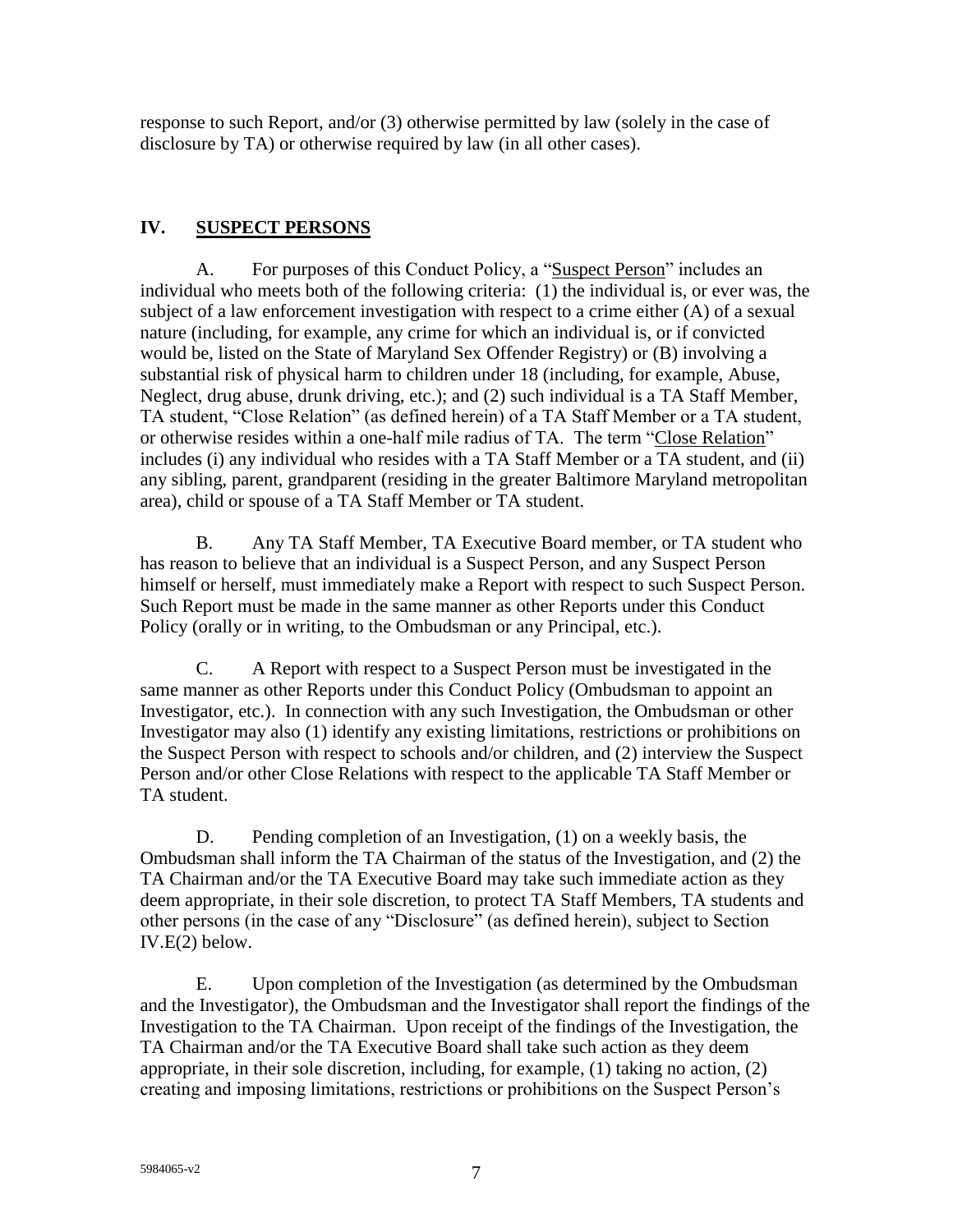response to such Report, and/or (3) otherwise permitted by law (solely in the case of disclosure by TA) or otherwise required by law (in all other cases).

## IV. SUSPECT PERSONS

A. For purposes of this Conduct Policy, a "Suspect Person" includes an individual who meets both of the following criteria: (1) the individual is, or ever was, the subject of a law enforcement investigation with respect to a crime either (A) of a sexual nature (including, for example, any crime for which an individual is, or if convicted would be, listed on the State of Maryland Sex Offender Registry) or (B) involving a substantial risk of physical harm to children under 18 (including, for example, Abuse, Neglect, drug abuse, drunk driving, etc.); and (2) such individual is a TA Staff Member, TA student, "Close Relation" (as defined herein) of a TA Staff Member or a TA student, or otherwise resides within a one-half mile radius of TA. The term "Close Relation" includes (i) any individual who resides with a TA Staff Member or a TA student, and (ii) any sibling, parent, grandparent (residing in the greater Baltimore Maryland metropolitan area), child or spouse of a TA Staff Member or TA student.

B. Any TA Staff Member, TA Executive Board member, or TA student who has reason to believe that an individual is a Suspect Person, and any Suspect Person himself or herself, must immediately make a Report with respect to such Suspect Person. Such Report must be made in the same manner as other Reports under this Conduct Policy (orally or in writing, to the Ombudsman or any Principal, etc.).

C. A Report with respect to a Suspect Person must be investigated in the same manner as other Reports under this Conduct Policy (Ombudsman to appoint an Investigator, etc.). In connection with any such Investigation, the Ombudsman or other Investigator may also (1) identify any existing limitations, restrictions or prohibitions on the Suspect Person with respect to schools and/or children, and (2) interview the Suspect Person and/or other Close Relations with respect to the applicable TA Staff Member or TA student.

D. Pending completion of an Investigation, (1) on a weekly basis, the Ombudsman shall inform the TA Chairman of the status of the Investigation, and (2) the TA Chairman and/or the TA Executive Board may take such immediate action as they deem appropriate, in their sole discretion, to protect TA Staff Members, TA students and other persons (in the case of any "Disclosure" (as defined herein), subject to Section IV.E(2) below.

E. Upon completion of the Investigation (as determined by the Ombudsman and the Investigator), the Ombudsman and the Investigator shall report the findings of the Investigation to the TA Chairman. Upon receipt of the findings of the Investigation, the TA Chairman and/or the TA Executive Board shall take such action as they deem appropriate, in their sole discretion, including, for example, (1) taking no action, (2) creating and imposing limitations, restrictions or prohibitions on the Suspect Person's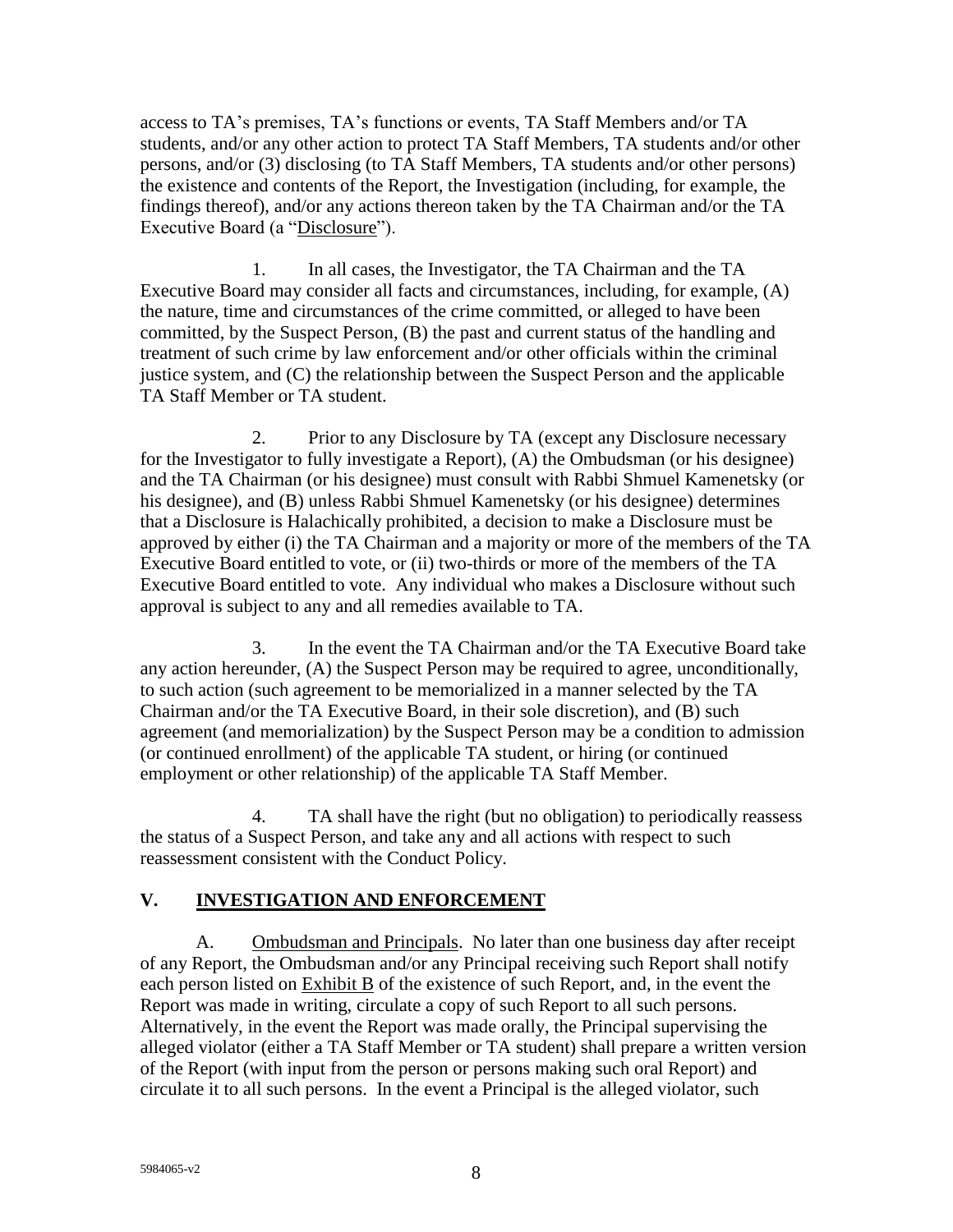access to TA's premises, TA's functions or events, TA Staff Members and/or TA students, and/or any other action to protect TA Staff Members, TA students and/or other persons, and/or (3) disclosing (to TA Staff Members, TA students and/or other persons) the existence and contents of the Report, the Investigation (including, for example, the findings thereof), and/or any actions thereon taken by the TA Chairman and/or the TA Executive Board (a "Disclosure").

1. In all cases, the Investigator, the TA Chairman and the TA Executive Board may consider all facts and circumstances, including, for example, (A) the nature, time and circumstances of the crime committed, or alleged to have been committed, by the Suspect Person, (B) the past and current status of the handling and treatment of such crime by law enforcement and/or other officials within the criminal justice system, and (C) the relationship between the Suspect Person and the applicable TA Staff Member or TA student.

2. Prior to any Disclosure by TA (except any Disclosure necessary for the Investigator to fully investigate a Report), (A) the Ombudsman (or his designee) and the TA Chairman (or his designee) must consult with Rabbi Shmuel Kamenetsky (or his designee), and (B) unless Rabbi Shmuel Kamenetsky (or his designee) determines that a Disclosure is Halachically prohibited, a decision to make a Disclosure must be approved by either (i) the TA Chairman and a majority or more of the members of the TA Executive Board entitled to vote, or (ii) two-thirds or more of the members of the TA Executive Board entitled to vote. Any individual who makes a Disclosure without such approval is subject to any and all remedies available to TA.

3. In the event the TA Chairman and/or the TA Executive Board take any action hereunder, (A) the Suspect Person may be required to agree, unconditionally, to such action (such agreement to be memorialized in a manner selected by the TA Chairman and/or the TA Executive Board, in their sole discretion), and (B) such agreement (and memorialization) by the Suspect Person may be a condition to admission (or continued enrollment) of the applicable TA student, or hiring (or continued employment or other relationship) of the applicable TA Staff Member.

4. TA shall have the right (but no obligation) to periodically reassess the status of a Suspect Person, and take any and all actions with respect to such reassessment consistent with the Conduct Policy.

## V. INVESTIGATION AND ENFORCEMENT

A. Ombudsman and Principals. No later than one business day after receipt of any Report, the Ombudsman and/or any Principal receiving such Report shall notify each person listed on Exhibit B of the existence of such Report, and, in the event the Report was made in writing, circulate a copy of such Report to all such persons. Alternatively, in the event the Report was made orally, the Principal supervising the alleged violator (either a TA Staff Member or TA student) shall prepare a written version of the Report (with input from the person or persons making such oral Report) and circulate it to all such persons. In the event a Principal is the alleged violator, such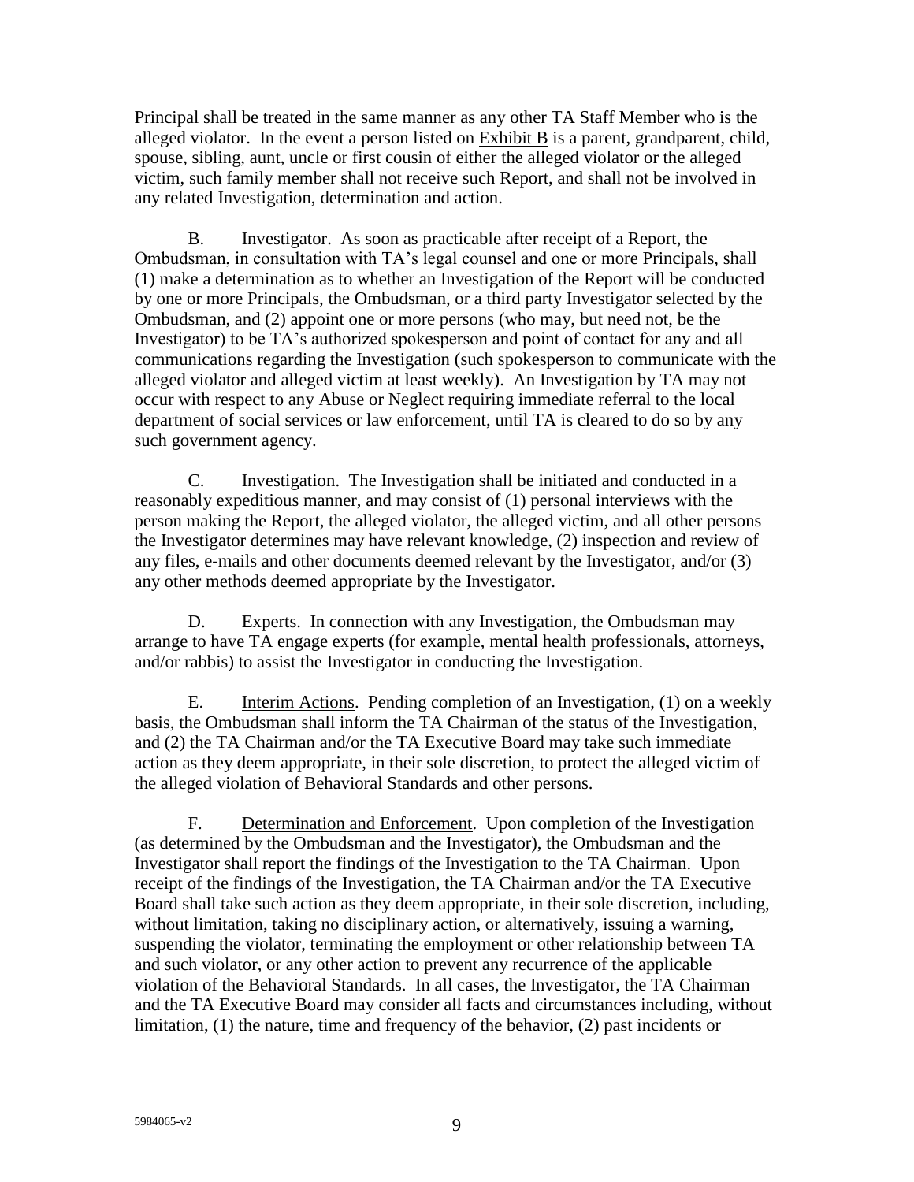Principal shall be treated in the same manner as any other TA Staff Member who is the alleged violator. In the event a person listed on Exhibit B is a parent, grandparent, child, spouse, sibling, aunt, uncle or first cousin of either the alleged violator or the alleged victim, such family member shall not receive such Report, and shall not be involved in any related Investigation, determination and action.

B. Investigator. As soon as practicable after receipt of a Report, the Ombudsman, in consultation with TA's legal counsel and one or more Principals, shall (1) make a determination as to whether an Investigation of the Report will be conducted by one or more Principals, the Ombudsman, or a third party Investigator selected by the Ombudsman, and (2) appoint one or more persons (who may, but need not, be the Investigator) to be TA's authorized spokesperson and point of contact for any and all communications regarding the Investigation (such spokesperson to communicate with the alleged violator and alleged victim at least weekly). An Investigation by TA may not occur with respect to any Abuse or Neglect requiring immediate referral to the local department of social services or law enforcement, until TA is cleared to do so by any such government agency.

C. Investigation. The Investigation shall be initiated and conducted in a reasonably expeditious manner, and may consist of (1) personal interviews with the person making the Report, the alleged violator, the alleged victim, and all other persons the Investigator determines may have relevant knowledge, (2) inspection and review of any files, e-mails and other documents deemed relevant by the Investigator, and/or (3) any other methods deemed appropriate by the Investigator.

D. Experts. In connection with any Investigation, the Ombudsman may arrange to have TA engage experts (for example, mental health professionals, attorneys, and/or rabbis) to assist the Investigator in conducting the Investigation.

E. Interim Actions. Pending completion of an Investigation, (1) on a weekly basis, the Ombudsman shall inform the TA Chairman of the status of the Investigation, and (2) the TA Chairman and/or the TA Executive Board may take such immediate action as they deem appropriate, in their sole discretion, to protect the alleged victim of the alleged violation of Behavioral Standards and other persons.

F. Determination and Enforcement. Upon completion of the Investigation (as determined by the Ombudsman and the Investigator), the Ombudsman and the Investigator shall report the findings of the Investigation to the TA Chairman. Upon receipt of the findings of the Investigation, the TA Chairman and/or the TA Executive Board shall take such action as they deem appropriate, in their sole discretion, including, without limitation, taking no disciplinary action, or alternatively, issuing a warning, suspending the violator, terminating the employment or other relationship between TA and such violator, or any other action to prevent any recurrence of the applicable violation of the Behavioral Standards. In all cases, the Investigator, the TA Chairman and the TA Executive Board may consider all facts and circumstances including, without limitation, (1) the nature, time and frequency of the behavior, (2) past incidents or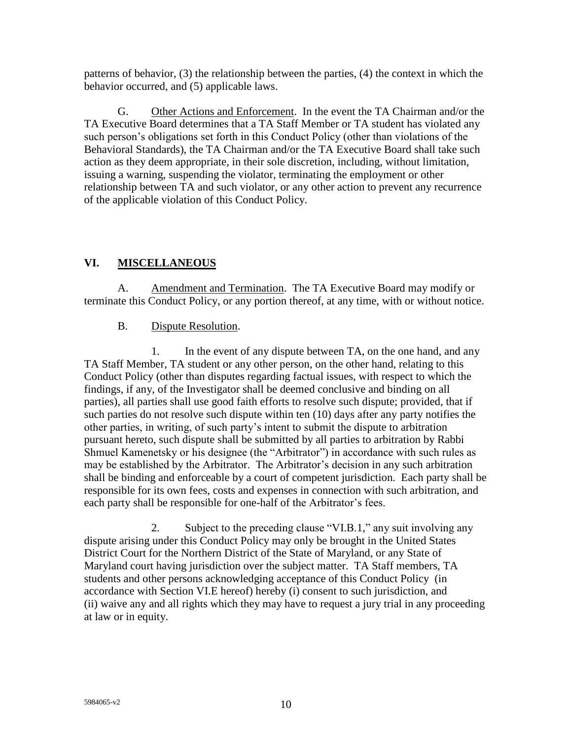patterns of behavior, (3) the relationship between the parties, (4) the context in which the behavior occurred, and (5) applicable laws.

G. <u>Other Actions and Enforcement</u>. In the event the TA Chairman and/or the TA Executive Board determines that a TA Staff Member or TA student has violated any such person's obligations set forth in this Conduct Policy (other than violations of the Behavioral Standards), the TA Chairman and/or the TA Executive Board shall take such action as they deem appropriate, in their sole discretion, including, without limitation, issuing a warning, suspending the violator, terminating the employment or other relationship between TA and such violator, or any other action to prevent any recurrence of the applicable violation of this Conduct Policy.

## VI. MISCELLANEOUS

A. <u>Amendment and Termination</u>. The TA Executive Board may modify or terminate this Conduct Policy, or any portion thereof, at any time, with or without notice.

B. <u>Dispute Resolution</u>.

1. In the event of any dispute between TA, on the one hand, and any TA Staff Member, TA student or any other person, on the other hand, relating to this Conduct Policy (other than disputes regarding factual issues, with respect to which the findings, if any, of the Investigator shall be deemed conclusive and binding on all parties), all parties shall use good faith efforts to resolve such dispute; provided, that if such parties do not resolve such dispute within ten (10) days after any party notifies the other parties, in writing, of such party's intent to submit the dispute to arbitration pursuant hereto, such dispute shall be submitted by all parties to arbitration by Rabbi Shmuel Kamenetsky or his designee (the "Arbitrator") in accordance with such rules as may be established by the Arbitrator. The Arbitrator's decision in any such arbitration shall be binding and enforceable by a court of competent jurisdiction. Each party shall be responsible for its own fees, costs and expenses in connection with such arbitration, and each party shall be responsible for one-half of the Arbitrator's fees.

2. Subject to the preceding clause "VI.B.1," any suit involving any dispute arising under this Conduct Policy may only be brought in the United States District Court for the Northern District of the State of Maryland, or any State of Maryland court having jurisdiction over the subject matter. TA Staff members, TA students and other persons acknowledging acceptance of this Conduct Policy (in accordance with Section VI.E hereof) hereby (i) consent to such jurisdiction, and (ii) waive any and all rights which they may have to request a jury trial in any proceeding at law or in equity.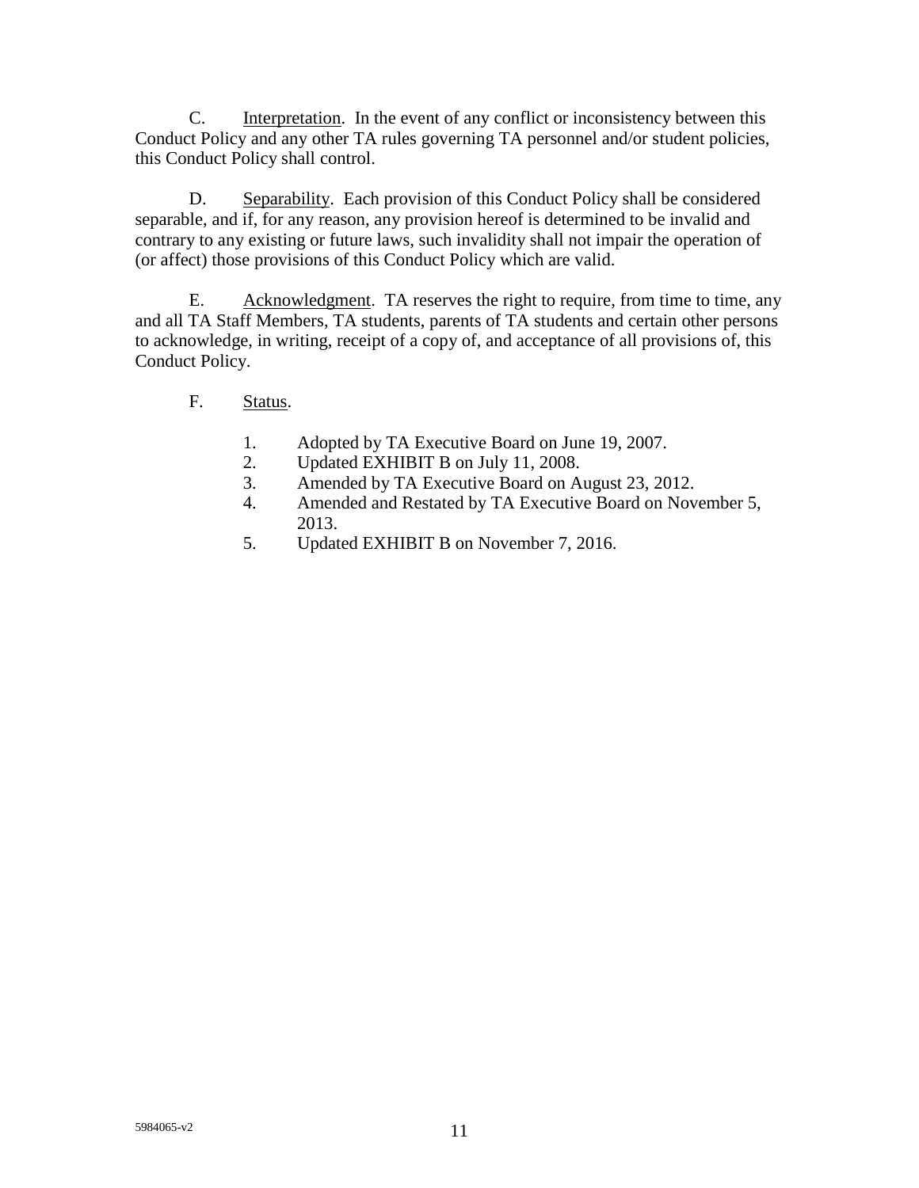C. Interpretation. In the event of any conflict or inconsistency between this Conduct Policy and any other TA rules governing TA personnel and/or student policies, this Conduct Policy shall control.

D. Separability. Each provision of this Conduct Policy shall be considered separable, and if, for any reason, any provision hereof is determined to be invalid and contrary to any existing or future laws, such invalidity shall not impair the operation of (or affect) those provisions of this Conduct Policy which are valid.

E. Acknowledgment. TA reserves the right to require, from time to time, any and all TA Staff Members, TA students, parents of TA students and certain other persons to acknowledge, in writing, receipt of a copy of, and acceptance of all provisions of, this Conduct Policy.

F. Status.

1. Adopted by TA Executive Board on June 19, 2007.
2. Updated EXHIBIT B on July 11, 2008.
3. Amended by TA Executive Board on August 23, 2012.
4. Amended and Restated by TA Executive Board on November 5, 2013.
5. Updated EXHIBIT B on November 7, 2016.

5984065-v2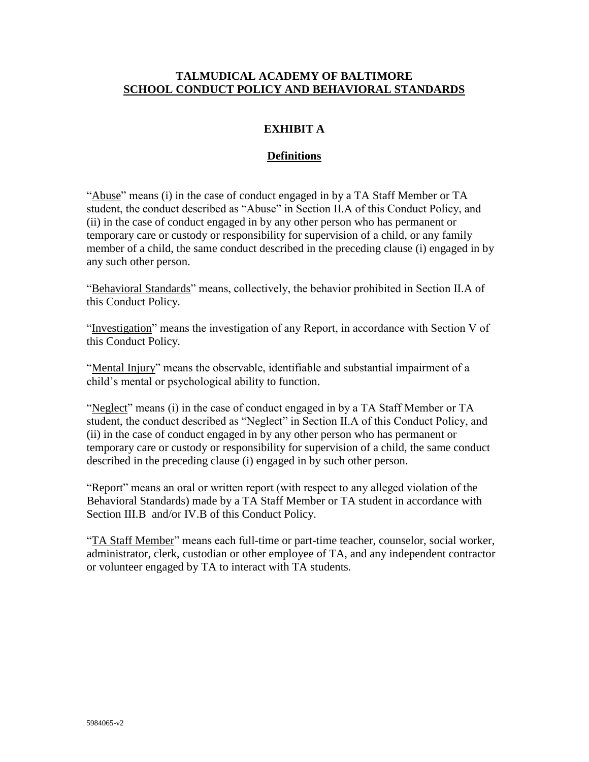# TALMUDICAL ACADEMY OF BALTIMORE
## SCHOOL CONDUCT POLICY AND BEHAVIORAL STANDARDS

## EXHIBIT A

### Definitions

"Abuse" means (i) in the case of conduct engaged in by a TA Staff Member or TA student, the conduct described as "Abuse" in Section II.A of this Conduct Policy, and (ii) in the case of conduct engaged in by any other person who has permanent or temporary care or custody or responsibility for supervision of a child, or any family member of a child, the same conduct described in the preceding clause (i) engaged in by any such other person.

"Behavioral Standards" means, collectively, the behavior prohibited in Section II.A of this Conduct Policy.

"Investigation" means the investigation of any Report, in accordance with Section V of this Conduct Policy.

"Mental Injury" means the observable, identifiable and substantial impairment of a child's mental or psychological ability to function.

"Neglect" means (i) in the case of conduct engaged in by a TA Staff Member or TA student, the conduct described as "Neglect" in Section II.A of this Conduct Policy, and (ii) in the case of conduct engaged in by any other person who has permanent or temporary care or custody or responsibility for supervision of a child, the same conduct described in the preceding clause (i) engaged in by such other person.

"Report" means an oral or written report (with respect to any alleged violation of the Behavioral Standards) made by a TA Staff Member or TA student in accordance with Section III.B and/or IV.B of this Conduct Policy.

"TA Staff Member" means each full-time or part-time teacher, counselor, social worker, administrator, clerk, custodian or other employee of TA, and any independent contractor or volunteer engaged by TA to interact with TA students.

5984065-v2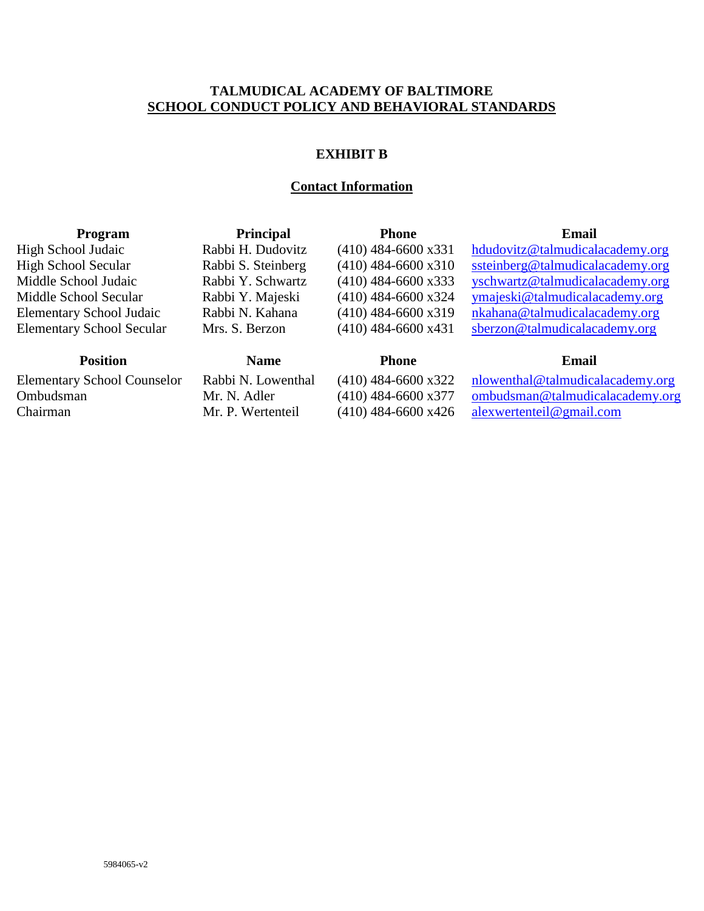**TALMUDICAL ACADEMY OF BALTIMORE**
**SCHOOL CONDUCT POLICY AND BEHAVIORAL STANDARDS**

**EXHIBIT B**

**Contact Information**

| Program | Principal | Phone | Email |
|---|---|---|---|
| High School Judaic | Rabbi H. Dudovitz | (410) 484-6600 x331 | hdudovitz@talmudicalacademy.org |
| High School Secular | Rabbi S. Steinberg | (410) 484-6600 x310 | ssteinberg@talmudicalacademy.org |
| Middle School Judaic | Rabbi Y. Schwartz | (410) 484-6600 x333 | yschwartz@talmudicalacademy.org |
| Middle School Secular | Rabbi Y. Majeski | (410) 484-6600 x324 | ymajeski@talmudicalacademy.org |
| Elementary School Judaic | Rabbi N. Kahana | (410) 484-6600 x319 | nkahana@talmudicalacademy.org |
| Elementary School Secular | Mrs. S. Berzon | (410) 484-6600 x431 | sberzon@talmudicalacademy.org |

| Position | Name | Phone | Email |
|---|---|---|---|
| Elementary School Counselor | Rabbi N. Lowenthal | (410) 484-6600 x322 | nlowenthal@talmudicalacademy.org |
| Ombudsman | Mr. N. Adler | (410) 484-6600 x377 | ombudsman@talmudicalacademy.org |
| Chairman | Mr. P. Wertenteil | (410) 484-6600 x426 | alexwertenteil@gmail.com |

5984065-v2